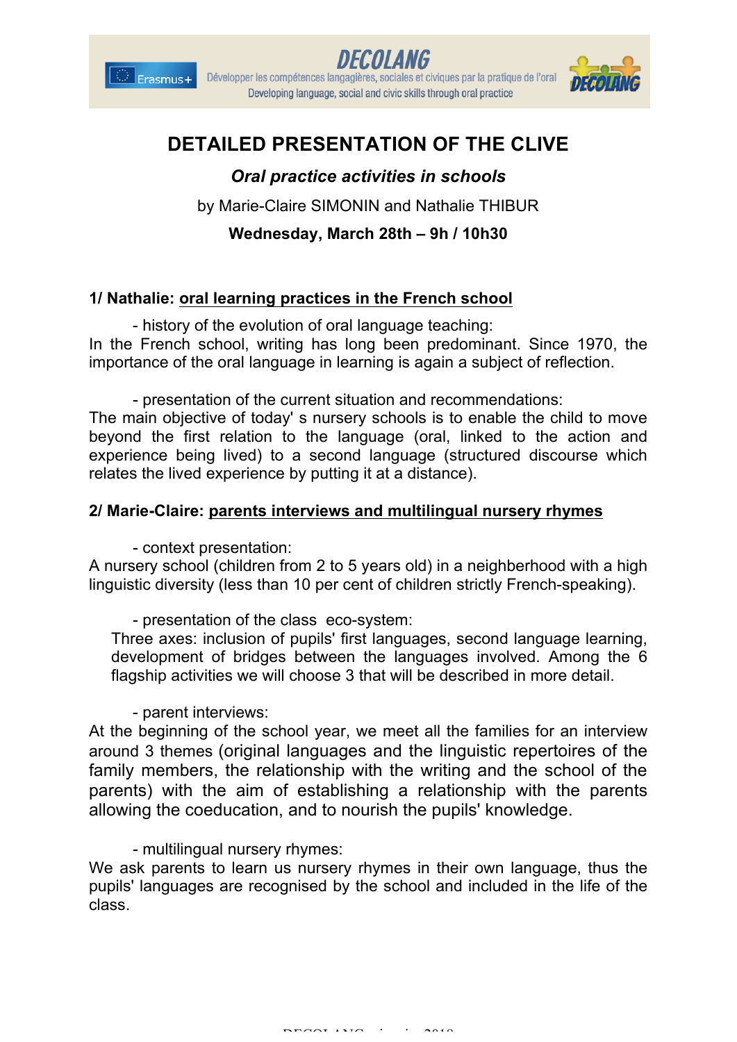# DETAILED PRESENTATION OF THE CLIVE

## *Oral practice activities in schools*

by Marie-Claire SIMONIN and Nathalie THIBUR

**Wednesday, March 28th – 9h / 10h30**

### 1/ Nathalie: oral learning practices in the French school

- history of the evolution of oral language teaching:

In the French school, writing has long been predominant. Since 1970, the importance of the oral language in learning is again a subject of reflection.

- presentation of the current situation and recommendations:

The main objective of today' s nursery schools is to enable the child to move beyond the first relation to the language (oral, linked to the action and experience being lived) to a second language (structured discourse which relates the lived experience by putting it at a distance).

### 2/ Marie-Claire: parents interviews and multilingual nursery rhymes

- context presentation:

A nursery school (children from 2 to 5 years old) in a neighborhood with a high linguistic diversity (less than 10 per cent of children strictly French-speaking).

- presentation of the class eco-system:

Three axes: inclusion of pupils' first languages, second language learning, development of bridges between the languages involved. Among the 6 flagship activities we will choose 3 that will be described in more detail.

- parent interviews:

At the beginning of the school year, we meet all the families for an interview around 3 themes (original languages and the linguistic repertoires of the family members, the relationship with the writing and the school of the parents) with the aim of establishing a relationship with the parents allowing the coeducation, and to nourish the pupils' knowledge.

- multilingual nursery rhymes:

We ask parents to learn us nursery rhymes in their own language, thus the pupils' languages are recognised by the school and included in the life of the class.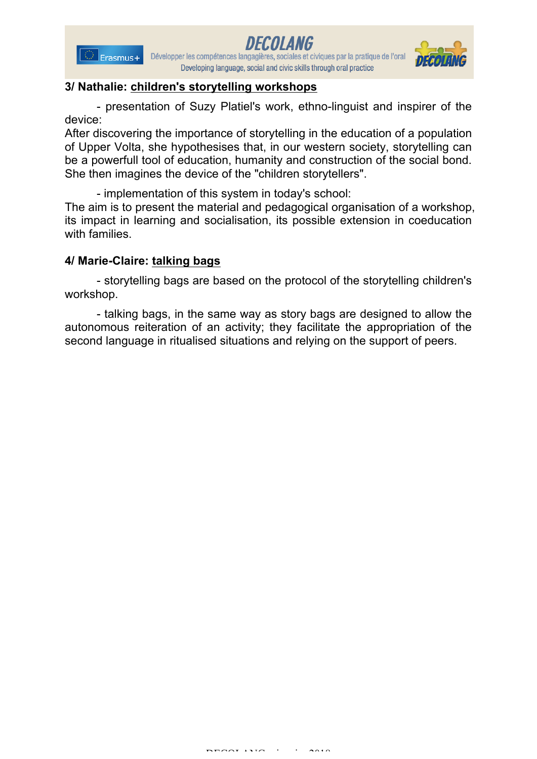**3/ Nathalie: children's storytelling workshops**

- presentation of Suzy Platiel's work, ethno-linguist and inspirer of the device:

After discovering the importance of storytelling in the education of a population of Upper Volta, she hypothesises that, in our western society, storytelling can be a powerfull tool of education, humanity and construction of the social bond. She then imagines the device of the "children storytellers".

- implementation of this system in today's school:

The aim is to present the material and pedagogical organisation of a workshop, its impact in learning and socialisation, its possible extension in coeducation with families.

**4/ Marie-Claire: talking bags**

- storytelling bags are based on the protocol of the storytelling children's workshop.

- talking bags, in the same way as story bags are designed to allow the autonomous reiteration of an activity; they facilitate the appropriation of the second language in ritualised situations and relying on the support of peers.